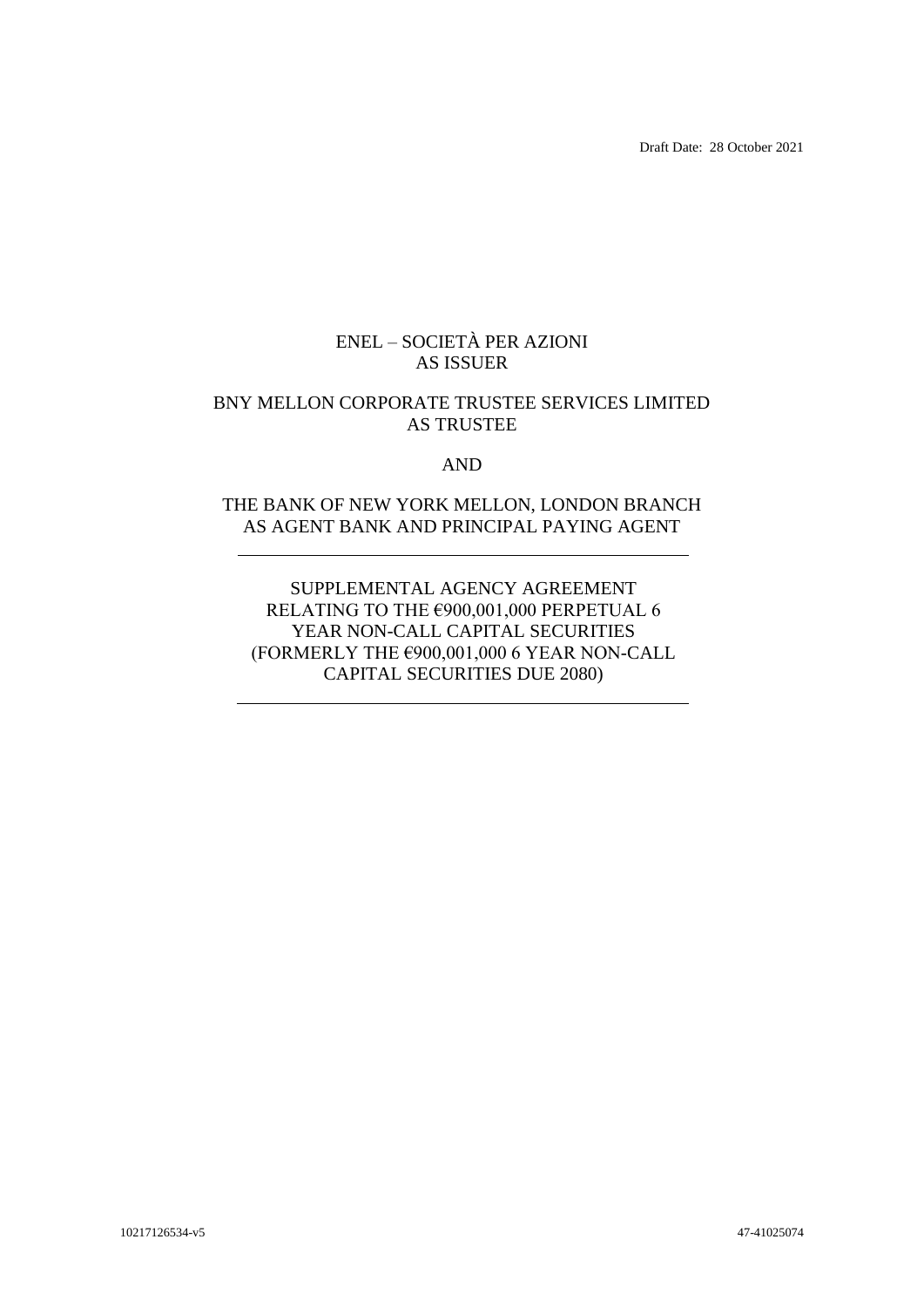Draft Date: 28 October 2021

ENEL – SOCIETÀ PER AZIONI
AS ISSUER

BNY MELLON CORPORATE TRUSTEE SERVICES LIMITED
AS TRUSTEE

AND

THE BANK OF NEW YORK MELLON, LONDON BRANCH
AS AGENT BANK AND PRINCIPAL PAYING AGENT

---

SUPPLEMENTAL AGENCY AGREEMENT
RELATING TO THE €900,001,000 PERPETUAL 6 YEAR NON-CALL CAPITAL SECURITIES
(FORMERLY THE €900,001,000 6 YEAR NON-CALL CAPITAL SECURITIES DUE 2080)

---

10217126534-v5 47-41025074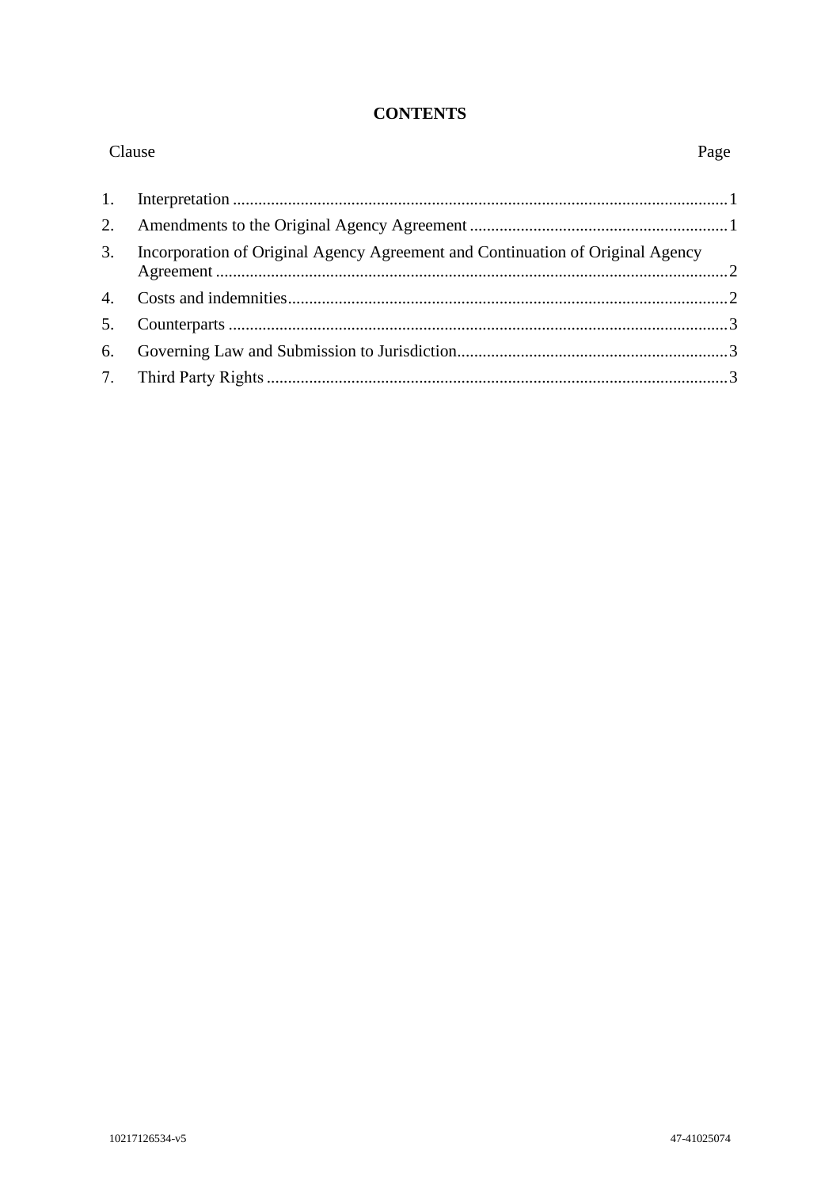# CONTENTS

| Clause | | Page |
|---|---|---|
| 1. | Interpretation | 1 |
| 2. | Amendments to the Original Agency Agreement | 1 |
| 3. | Incorporation of Original Agency Agreement and Continuation of Original Agency Agreement | 2 |
| 4. | Costs and indemnities | 2 |
| 5. | Counterparts | 3 |
| 6. | Governing Law and Submission to Jurisdiction | 3 |
| 7. | Third Party Rights | 3 |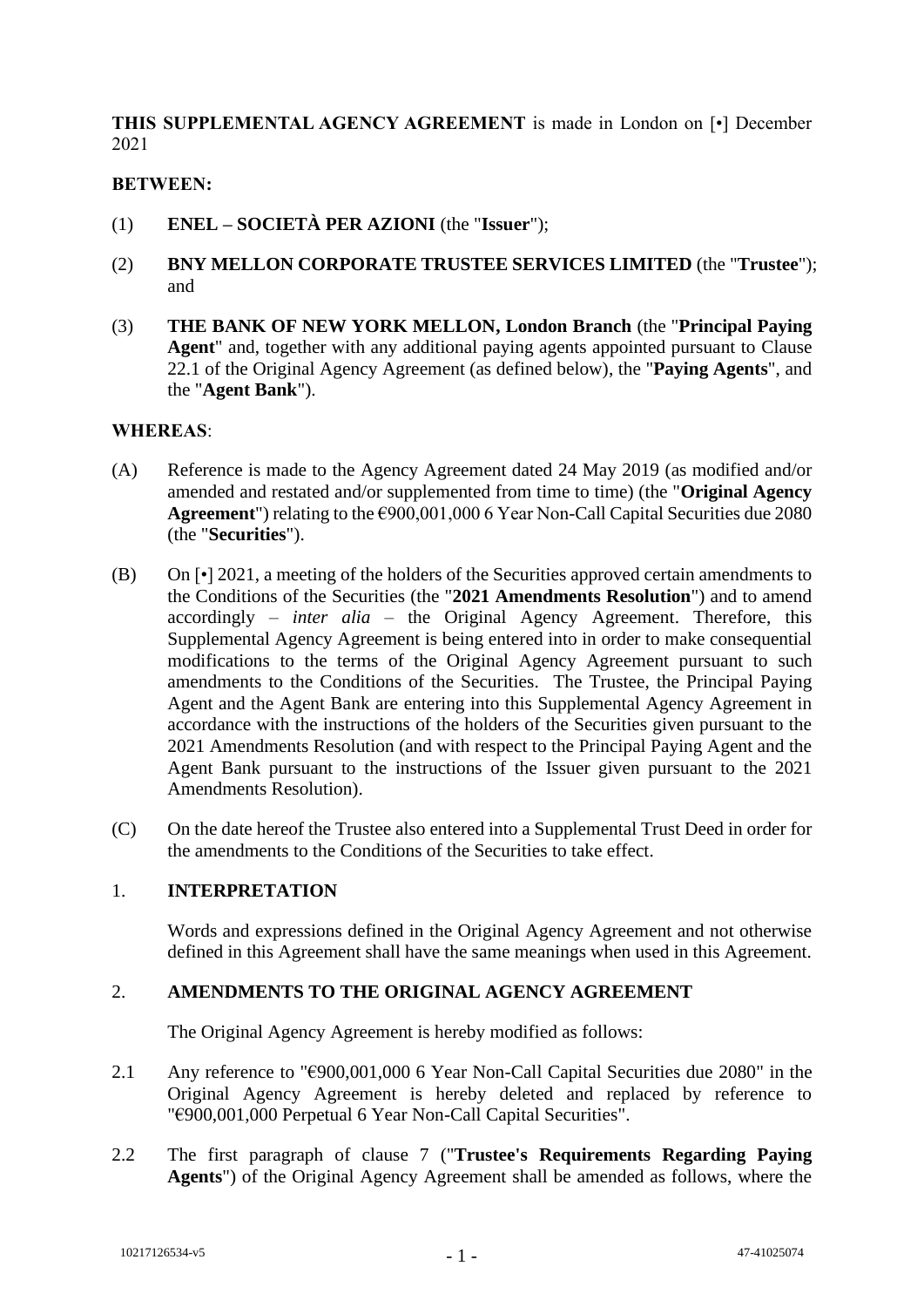**THIS SUPPLEMENTAL AGENCY AGREEMENT** is made in London on [•] December 2021

**BETWEEN:**

(1) **ENEL – SOCIETÀ PER AZIONI** (the "**Issuer**");

(2) **BNY MELLON CORPORATE TRUSTEE SERVICES LIMITED** (the "**Trustee**"); and

(3) **THE BANK OF NEW YORK MELLON, London Branch** (the "**Principal Paying Agent**" and, together with any additional paying agents appointed pursuant to Clause 22.1 of the Original Agency Agreement (as defined below), the "**Paying Agents**", and the "**Agent Bank**").

**WHEREAS**:

(A) Reference is made to the Agency Agreement dated 24 May 2019 (as modified and/or amended and restated and/or supplemented from time to time) (the "**Original Agency Agreement**") relating to the €900,001,000 6 Year Non-Call Capital Securities due 2080 (the "**Securities**").

(B) On [•] 2021, a meeting of the holders of the Securities approved certain amendments to the Conditions of the Securities (the "**2021 Amendments Resolution**") and to amend accordingly – *inter alia* – the Original Agency Agreement. Therefore, this Supplemental Agency Agreement is being entered into in order to make consequential modifications to the terms of the Original Agency Agreement pursuant to such amendments to the Conditions of the Securities. The Trustee, the Principal Paying Agent and the Agent Bank are entering into this Supplemental Agency Agreement in accordance with the instructions of the holders of the Securities given pursuant to the 2021 Amendments Resolution (and with respect to the Principal Paying Agent and the Agent Bank pursuant to the instructions of the Issuer given pursuant to the 2021 Amendments Resolution).

(C) On the date hereof the Trustee also entered into a Supplemental Trust Deed in order for the amendments to the Conditions of the Securities to take effect.

## 1. INTERPRETATION

Words and expressions defined in the Original Agency Agreement and not otherwise defined in this Agreement shall have the same meanings when used in this Agreement.

## 2. AMENDMENTS TO THE ORIGINAL AGENCY AGREEMENT

The Original Agency Agreement is hereby modified as follows:

2.1 Any reference to "€900,001,000 6 Year Non-Call Capital Securities due 2080" in the Original Agency Agreement is hereby deleted and replaced by reference to "€900,001,000 Perpetual 6 Year Non-Call Capital Securities".

2.2 The first paragraph of clause 7 ("**Trustee's Requirements Regarding Paying Agents**") of the Original Agency Agreement shall be amended as follows, where the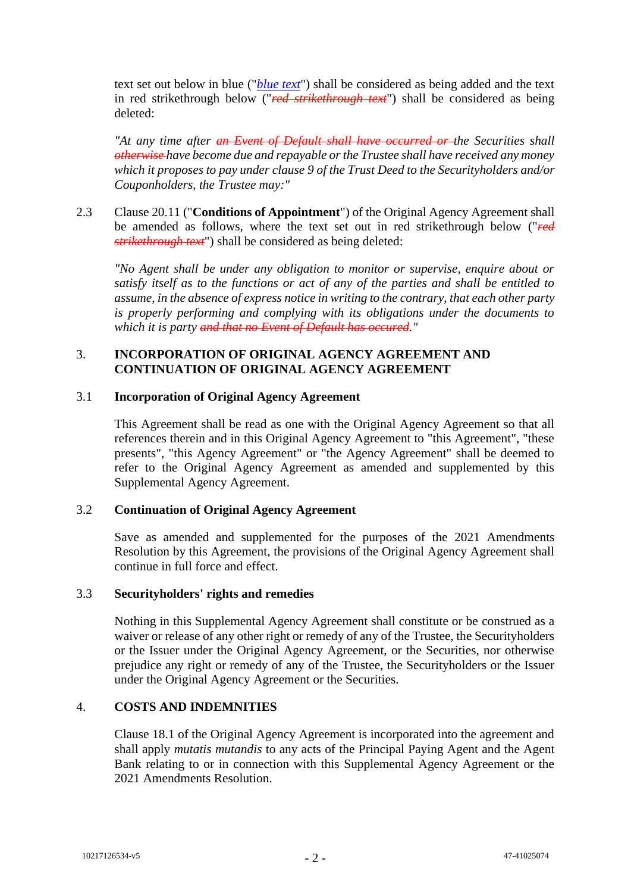text set out below in blue ("*blue text*") shall be considered as being added and the text in red strikethrough below ("~~*red strikethrough text*~~") shall be considered as being deleted:

*"At any time after ~~an Event of Default shall have occurred or~~ the Securities shall ~~otherwise~~ have become due and repayable or the Trustee shall have received any money which it proposes to pay under clause 9 of the Trust Deed to the Securityholders and/or Couponholders, the Trustee may:"*

2.3 Clause 20.11 ("**Conditions of Appointment**") of the Original Agency Agreement shall be amended as follows, where the text set out in red strikethrough below ("~~*red strikethrough text*~~") shall be considered as being deleted:

*"No Agent shall be under any obligation to monitor or supervise, enquire about or satisfy itself as to the functions or act of any of the parties and shall be entitled to assume, in the absence of express notice in writing to the contrary, that each other party is properly performing and complying with its obligations under the documents to which it is party ~~and that no Event of Default has occured~~."*

## 3. INCORPORATION OF ORIGINAL AGENCY AGREEMENT AND CONTINUATION OF ORIGINAL AGENCY AGREEMENT

### 3.1 Incorporation of Original Agency Agreement

This Agreement shall be read as one with the Original Agency Agreement so that all references therein and in this Original Agency Agreement to "this Agreement", "these presents", "this Agency Agreement" or "the Agency Agreement" shall be deemed to refer to the Original Agency Agreement as amended and supplemented by this Supplemental Agency Agreement.

### 3.2 Continuation of Original Agency Agreement

Save as amended and supplemented for the purposes of the 2021 Amendments Resolution by this Agreement, the provisions of the Original Agency Agreement shall continue in full force and effect.

### 3.3 Securityholders' rights and remedies

Nothing in this Supplemental Agency Agreement shall constitute or be construed as a waiver or release of any other right or remedy of any of the Trustee, the Securityholders or the Issuer under the Original Agency Agreement, or the Securities, nor otherwise prejudice any right or remedy of any of the Trustee, the Securityholders or the Issuer under the Original Agency Agreement or the Securities.

## 4. COSTS AND INDEMNITIES

Clause 18.1 of the Original Agency Agreement is incorporated into the agreement and shall apply *mutatis mutandis* to any acts of the Principal Paying Agent and the Agent Bank relating to or in connection with this Supplemental Agency Agreement or the 2021 Amendments Resolution.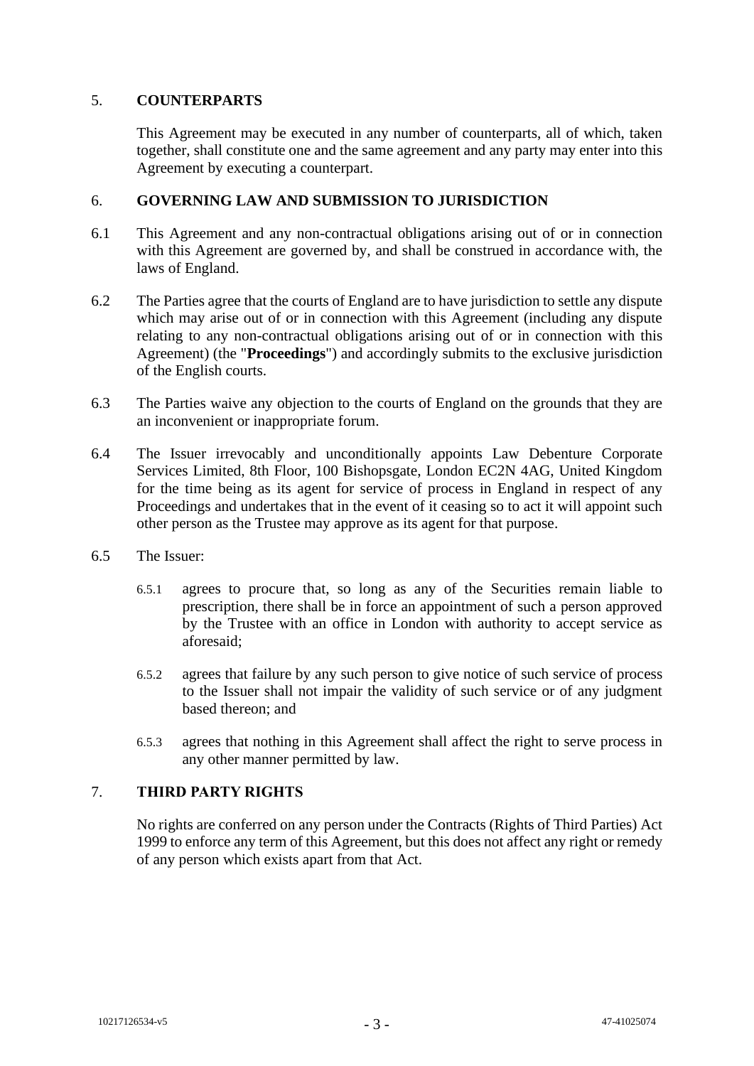## 5. COUNTERPARTS

This Agreement may be executed in any number of counterparts, all of which, taken together, shall constitute one and the same agreement and any party may enter into this Agreement by executing a counterpart.

## 6. GOVERNING LAW AND SUBMISSION TO JURISDICTION

6.1 This Agreement and any non-contractual obligations arising out of or in connection with this Agreement are governed by, and shall be construed in accordance with, the laws of England.

6.2 The Parties agree that the courts of England are to have jurisdiction to settle any dispute which may arise out of or in connection with this Agreement (including any dispute relating to any non-contractual obligations arising out of or in connection with this Agreement) (the "**Proceedings**") and accordingly submits to the exclusive jurisdiction of the English courts.

6.3 The Parties waive any objection to the courts of England on the grounds that they are an inconvenient or inappropriate forum.

6.4 The Issuer irrevocably and unconditionally appoints Law Debenture Corporate Services Limited, 8th Floor, 100 Bishopsgate, London EC2N 4AG, United Kingdom for the time being as its agent for service of process in England in respect of any Proceedings and undertakes that in the event of it ceasing so to act it will appoint such other person as the Trustee may approve as its agent for that purpose.

6.5 The Issuer:

6.5.1 agrees to procure that, so long as any of the Securities remain liable to prescription, there shall be in force an appointment of such a person approved by the Trustee with an office in London with authority to accept service as aforesaid;

6.5.2 agrees that failure by any such person to give notice of such service of process to the Issuer shall not impair the validity of such service or of any judgment based thereon; and

6.5.3 agrees that nothing in this Agreement shall affect the right to serve process in any other manner permitted by law.

## 7. THIRD PARTY RIGHTS

No rights are conferred on any person under the Contracts (Rights of Third Parties) Act 1999 to enforce any term of this Agreement, but this does not affect any right or remedy of any person which exists apart from that Act.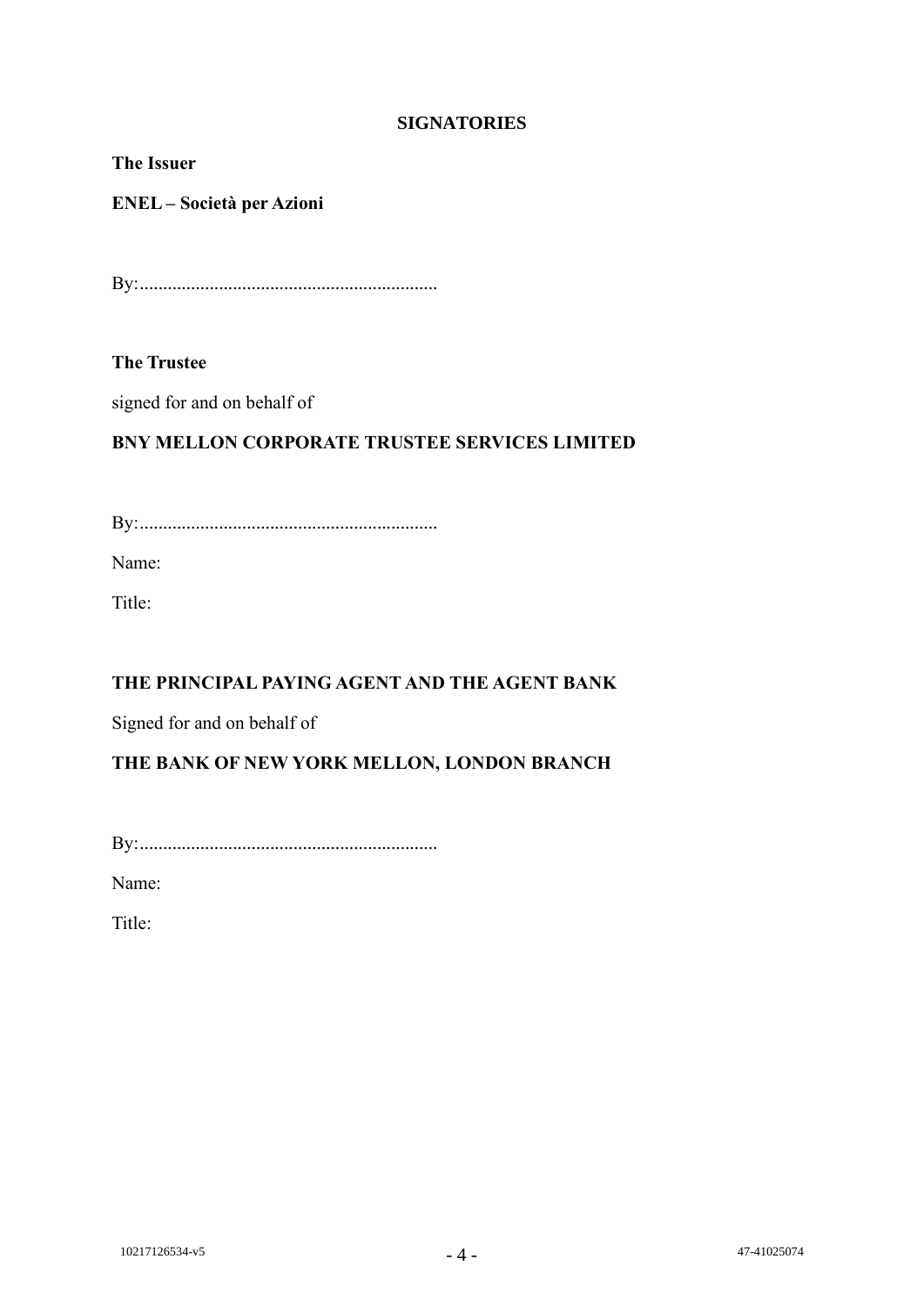## SIGNATORIES

**The Issuer**

**ENEL – Società per Azioni**

By:................................................................

**The Trustee**

signed for and on behalf of

**BNY MELLON CORPORATE TRUSTEE SERVICES LIMITED**

By:................................................................

Name:

Title:

**THE PRINCIPAL PAYING AGENT AND THE AGENT BANK**

Signed for and on behalf of

**THE BANK OF NEW YORK MELLON, LONDON BRANCH**

By:................................................................

Name:

Title: